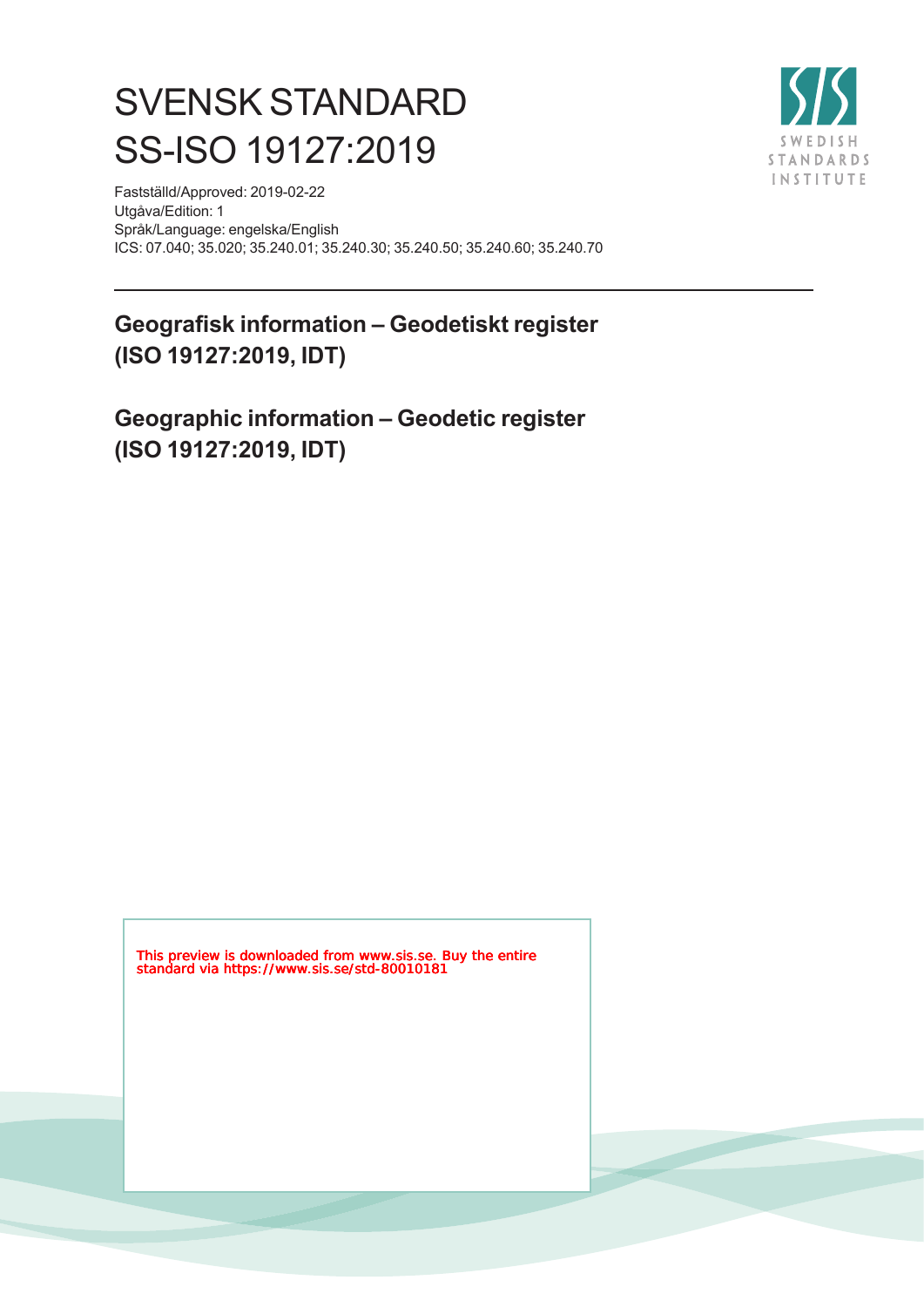# SVENSK STANDARD
# SS-ISO 19127:2019

Fastställd/Approved: 2019-02-22
Utgåva/Edition: 1
Språk/Language: engelska/English
ICS: 07.040; 35.020; 35.240.01; 35.240.30; 35.240.50; 35.240.60; 35.240.70

---

## Geografisk information – Geodetiskt register (ISO 19127:2019, IDT)

## Geographic information – Geodetic register (ISO 19127:2019, IDT)

This preview is downloaded from www.sis.se. Buy the entire standard via https://www.sis.se/std-80010181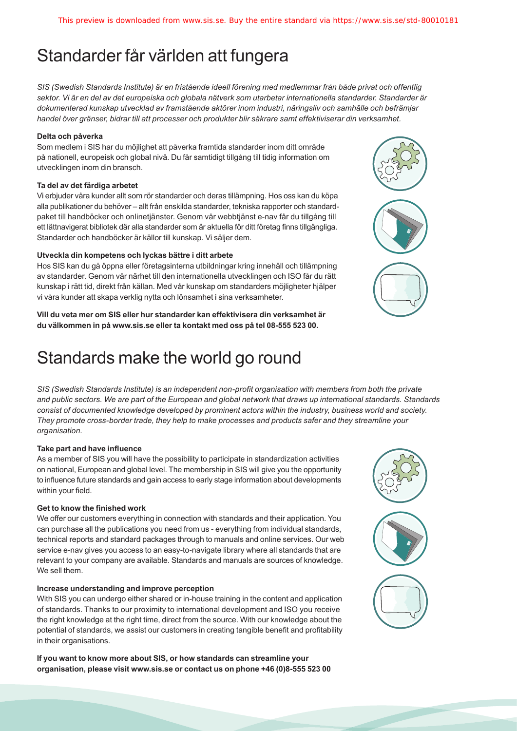# Standarder får världen att fungera

*SIS (Swedish Standards Institute) är en fristående ideell förening med medlemmar från både privat och offentlig sektor. Vi är en del av det europeiska och globala nätverk som utarbetar internationella standarder. Standarder är dokumenterad kunskap utvecklad av framstående aktörer inom industri, näringsliv och samhälle och befrämjar handel över gränser, bidrar till att processer och produkter blir säkrare samt effektiviserar din verksamhet.*

**Delta och påverka**

Som medlem i SIS har du möjlighet att påverka framtida standarder inom ditt område på nationell, europeisk och global nivå. Du får samtidigt tillgång till tidig information om utvecklingen inom din bransch.

**Ta del av det färdiga arbetet**

Vi erbjuder våra kunder allt som rör standarder och deras tillämpning. Hos oss kan du köpa alla publikationer du behöver – allt från enskilda standarder, tekniska rapporter och standardpaket till handböcker och onlinetjänster. Genom vår webbtjänst e-nav får du tillgång till ett lättnavigerat bibliotek där alla standarder som är aktuella för ditt företag finns tillgängliga. Standarder och handböcker är källor till kunskap. Vi säljer dem.

**Utveckla din kompetens och lyckas bättre i ditt arbete**

Hos SIS kan du gå öppna eller företagsinterna utbildningar kring innehåll och tillämpning av standarder. Genom vår närhet till den internationella utvecklingen och ISO får du rätt kunskap i rätt tid, direkt från källan. Med vår kunskap om standarders möjligheter hjälper vi våra kunder att skapa verklig nytta och lönsamhet i sina verksamheter.

**Vill du veta mer om SIS eller hur standarder kan effektivisera din verksamhet är du välkommen in på www.sis.se eller ta kontakt med oss på tel 08-555 523 00.**

# Standards make the world go round

*SIS (Swedish Standards Institute) is an independent non-profit organisation with members from both the private and public sectors. We are part of the European and global network that draws up international standards. Standards consist of documented knowledge developed by prominent actors within the industry, business world and society. They promote cross-border trade, they help to make processes and products safer and they streamline your organisation.*

**Take part and have influence**

As a member of SIS you will have the possibility to participate in standardization activities on national, European and global level. The membership in SIS will give you the opportunity to influence future standards and gain access to early stage information about developments within your field.

**Get to know the finished work**

We offer our customers everything in connection with standards and their application. You can purchase all the publications you need from us - everything from individual standards, technical reports and standard packages through to manuals and online services. Our web service e-nav gives you access to an easy-to-navigate library where all standards that are relevant to your company are available. Standards and manuals are sources of knowledge. We sell them.

**Increase understanding and improve perception**

With SIS you can undergo either shared or in-house training in the content and application of standards. Thanks to our proximity to international development and ISO you receive the right knowledge at the right time, direct from the source. With our knowledge about the potential of standards, we assist our customers in creating tangible benefit and profitability in their organisations.

**If you want to know more about SIS, or how standards can streamline your organisation, please visit www.sis.se or contact us on phone +46 (0)8-555 523 00**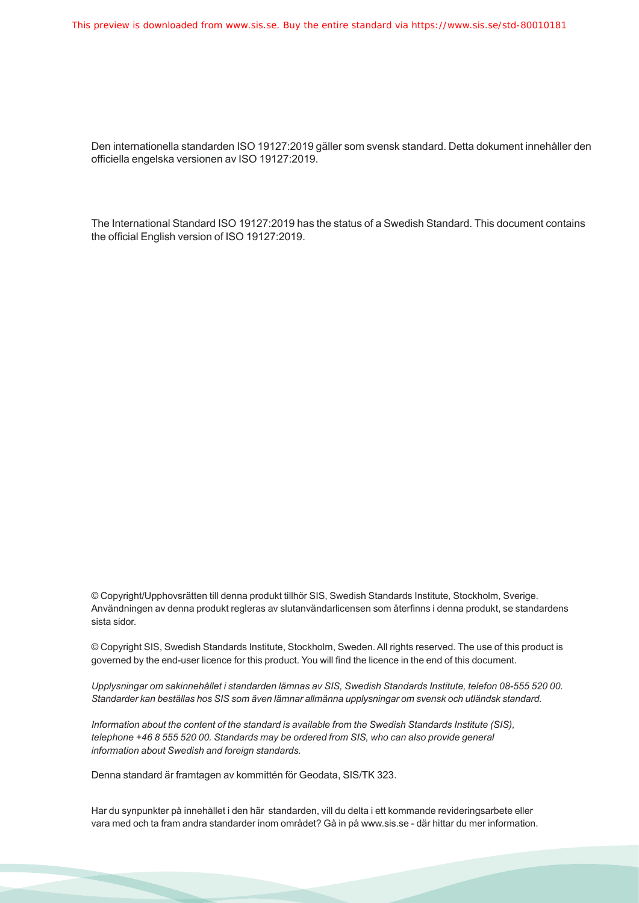Den internationella standarden ISO 19127:2019 gäller som svensk standard. Detta dokument innehåller den officiella engelska versionen av ISO 19127:2019.

The International Standard ISO 19127:2019 has the status of a Swedish Standard. This document contains the official English version of ISO 19127:2019.

© Copyright/Upphovsrätten till denna produkt tillhör SIS, Swedish Standards Institute, Stockholm, Sverige. Användningen av denna produkt regleras av slutanvändarlicensen som återfinns i denna produkt, se standardens sista sidor.

© Copyright SIS, Swedish Standards Institute, Stockholm, Sweden. All rights reserved. The use of this product is governed by the end-user licence for this product. You will find the licence in the end of this document.

*Upplysningar om sakinnehållet i standarden lämnas av SIS, Swedish Standards Institute, telefon 08-555 520 00. Standarder kan beställas hos SIS som även lämnar allmänna upplysningar om svensk och utländsk standard.*

*Information about the content of the standard is available from the Swedish Standards Institute (SIS), telephone +46 8 555 520 00. Standards may be ordered from SIS, who can also provide general information about Swedish and foreign standards.*

Denna standard är framtagen av kommittén för Geodata, SIS/TK 323.

Har du synpunkter på innehållet i den här standarden, vill du delta i ett kommande revideringsarbete eller vara med och ta fram andra standarder inom området? Gå in på www.sis.se - där hittar du mer information.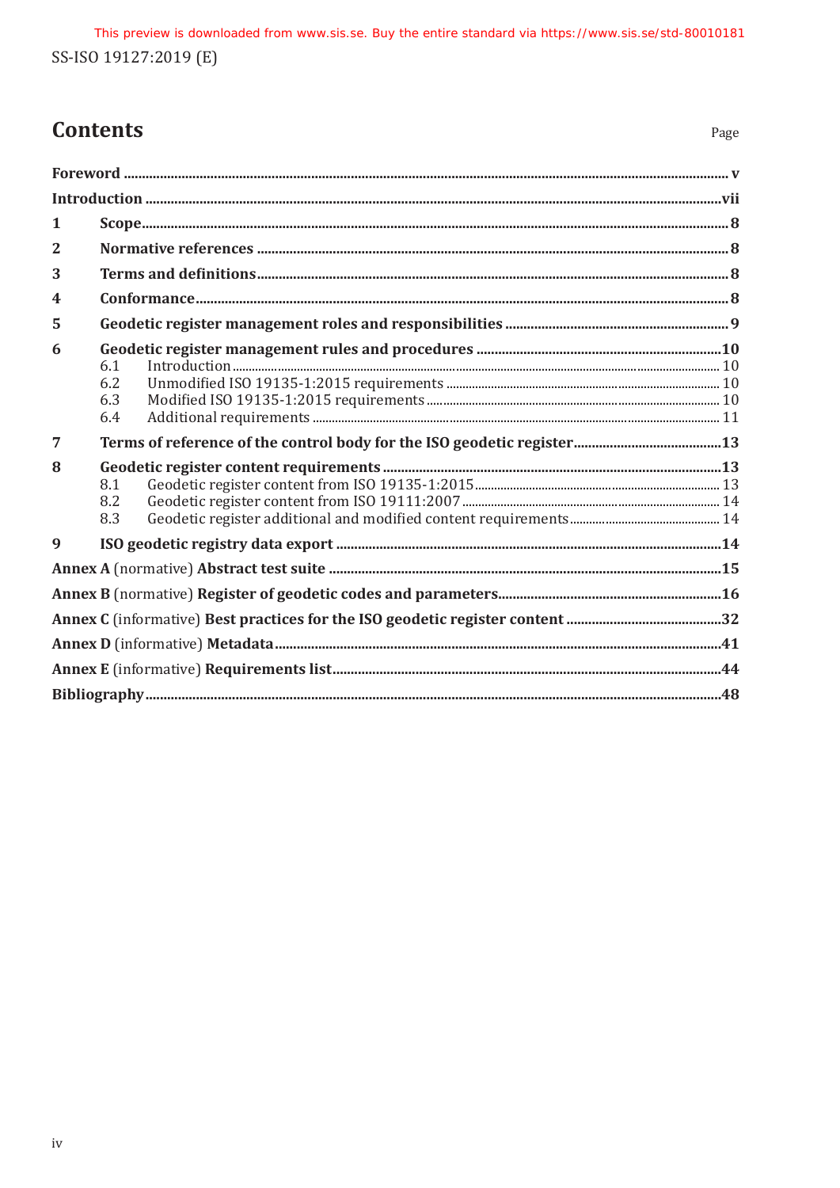# Contents

Page

**Foreword** ... v

**Introduction** ... vii

**1 Scope** ... 8

**2 Normative references** ... 8

**3 Terms and definitions** ... 8

**4 Conformance** ... 8

**5 Geodetic register management roles and responsibilities** ... 9

**6 Geodetic register management rules and procedures** ... 10

- 6.1 Introduction ... 10
- 6.2 Unmodified ISO 19135-1:2015 requirements ... 10
- 6.3 Modified ISO 19135-1:2015 requirements ... 10
- 6.4 Additional requirements ... 11

**7 Terms of reference of the control body for the ISO geodetic register** ... 13

**8 Geodetic register content requirements** ... 13

- 8.1 Geodetic register content from ISO 19135-1:2015 ... 13
- 8.2 Geodetic register content from ISO 19111:2007 ... 14
- 8.3 Geodetic register additional and modified content requirements ... 14

**9 ISO geodetic registry data export** ... 14

**Annex A** (normative) **Abstract test suite** ... 15

**Annex B** (normative) **Register of geodetic codes and parameters** ... 16

**Annex C** (informative) **Best practices for the ISO geodetic register content** ... 32

**Annex D** (informative) **Metadata** ... 41

**Annex E** (informative) **Requirements list** ... 44

**Bibliography** ... 48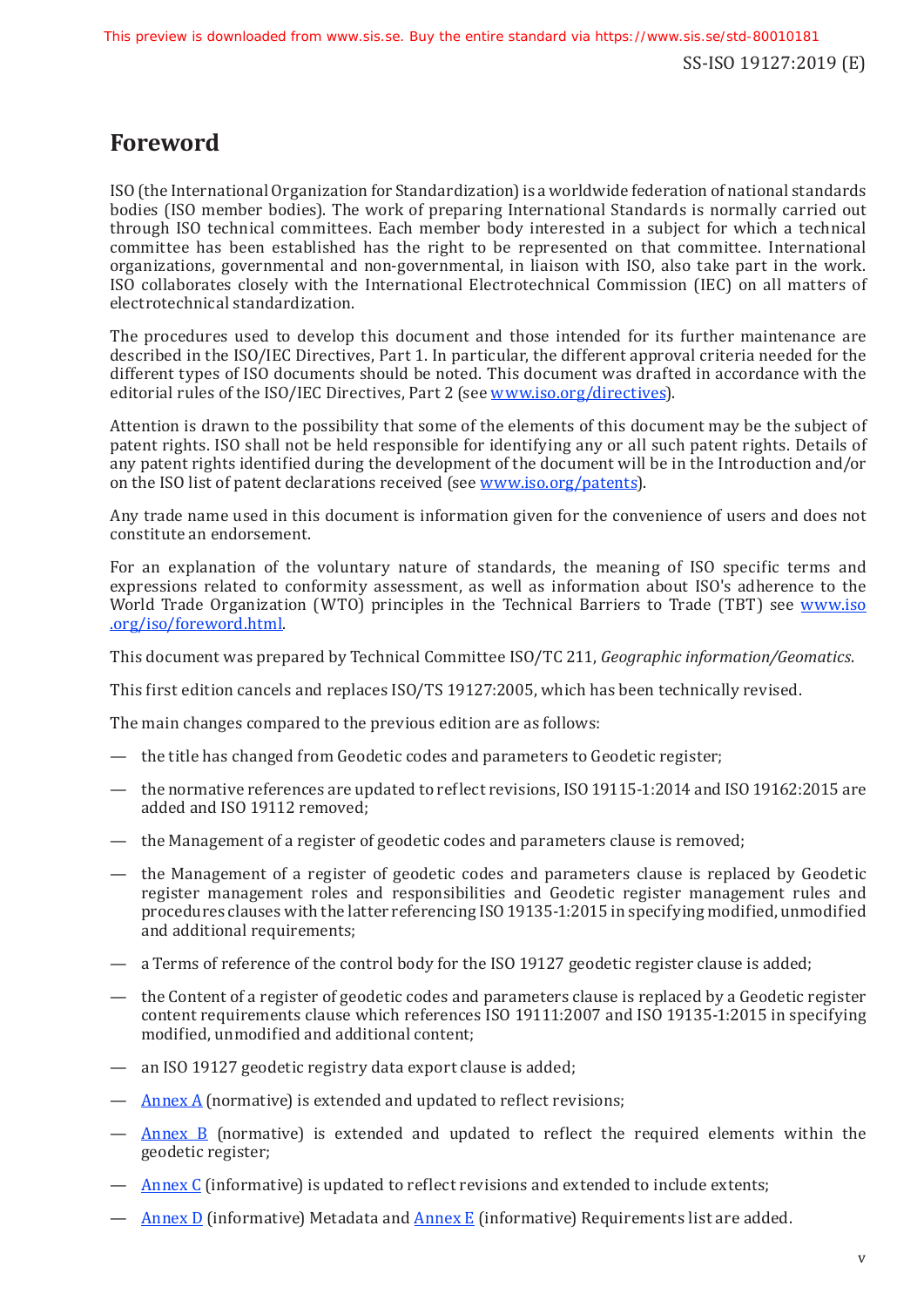# Foreword

ISO (the International Organization for Standardization) is a worldwide federation of national standards bodies (ISO member bodies). The work of preparing International Standards is normally carried out through ISO technical committees. Each member body interested in a subject for which a technical committee has been established has the right to be represented on that committee. International organizations, governmental and non-governmental, in liaison with ISO, also take part in the work. ISO collaborates closely with the International Electrotechnical Commission (IEC) on all matters of electrotechnical standardization.

The procedures used to develop this document and those intended for its further maintenance are described in the ISO/IEC Directives, Part 1. In particular, the different approval criteria needed for the different types of ISO documents should be noted. This document was drafted in accordance with the editorial rules of the ISO/IEC Directives, Part 2 (see www.iso.org/directives).

Attention is drawn to the possibility that some of the elements of this document may be the subject of patent rights. ISO shall not be held responsible for identifying any or all such patent rights. Details of any patent rights identified during the development of the document will be in the Introduction and/or on the ISO list of patent declarations received (see www.iso.org/patents).

Any trade name used in this document is information given for the convenience of users and does not constitute an endorsement.

For an explanation of the voluntary nature of standards, the meaning of ISO specific terms and expressions related to conformity assessment, as well as information about ISO's adherence to the World Trade Organization (WTO) principles in the Technical Barriers to Trade (TBT) see www.iso.org/iso/foreword.html.

This document was prepared by Technical Committee ISO/TC 211, *Geographic information/Geomatics*.

This first edition cancels and replaces ISO/TS 19127:2005, which has been technically revised.

The main changes compared to the previous edition are as follows:

— the title has changed from Geodetic codes and parameters to Geodetic register;

— the normative references are updated to reflect revisions, ISO 19115-1:2014 and ISO 19162:2015 are added and ISO 19112 removed;

— the Management of a register of geodetic codes and parameters clause is removed;

— the Management of a register of geodetic codes and parameters clause is replaced by Geodetic register management roles and responsibilities and Geodetic register management rules and procedures clauses with the latter referencing ISO 19135-1:2015 in specifying modified, unmodified and additional requirements;

— a Terms of reference of the control body for the ISO 19127 geodetic register clause is added;

— the Content of a register of geodetic codes and parameters clause is replaced by a Geodetic register content requirements clause which references ISO 19111:2007 and ISO 19135-1:2015 in specifying modified, unmodified and additional content;

— an ISO 19127 geodetic registry data export clause is added;

— Annex A (normative) is extended and updated to reflect revisions;

— Annex B (normative) is extended and updated to reflect the required elements within the geodetic register;

— Annex C (informative) is updated to reflect revisions and extended to include extents;

— Annex D (informative) Metadata and Annex E (informative) Requirements list are added.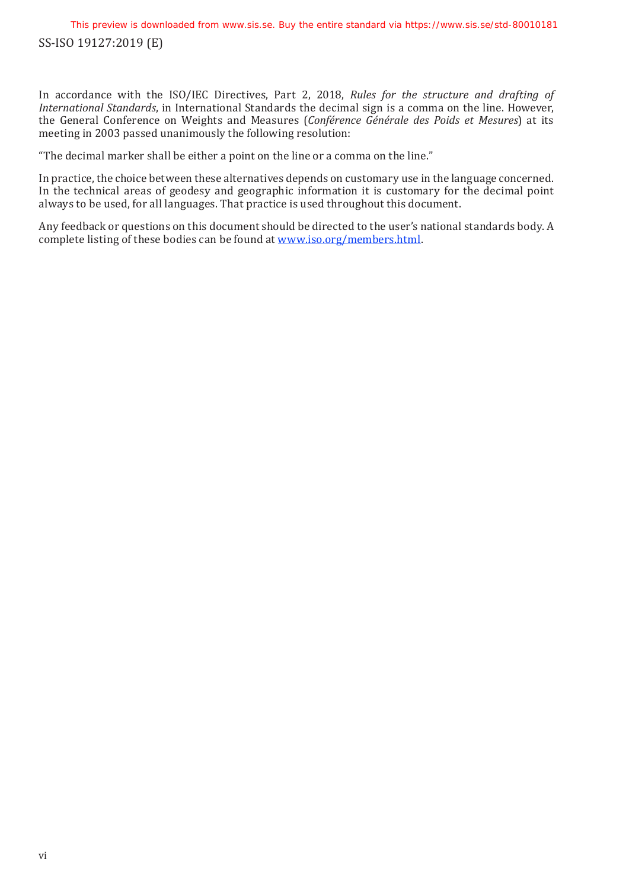In accordance with the ISO/IEC Directives, Part 2, 2018, *Rules for the structure and drafting of International Standards*, in International Standards the decimal sign is a comma on the line. However, the General Conference on Weights and Measures (*Conférence Générale des Poids et Mesures*) at its meeting in 2003 passed unanimously the following resolution:

"The decimal marker shall be either a point on the line or a comma on the line."

In practice, the choice between these alternatives depends on customary use in the language concerned. In the technical areas of geodesy and geographic information it is customary for the decimal point always to be used, for all languages. That practice is used throughout this document.

Any feedback or questions on this document should be directed to the user's national standards body. A complete listing of these bodies can be found at www.iso.org/members.html.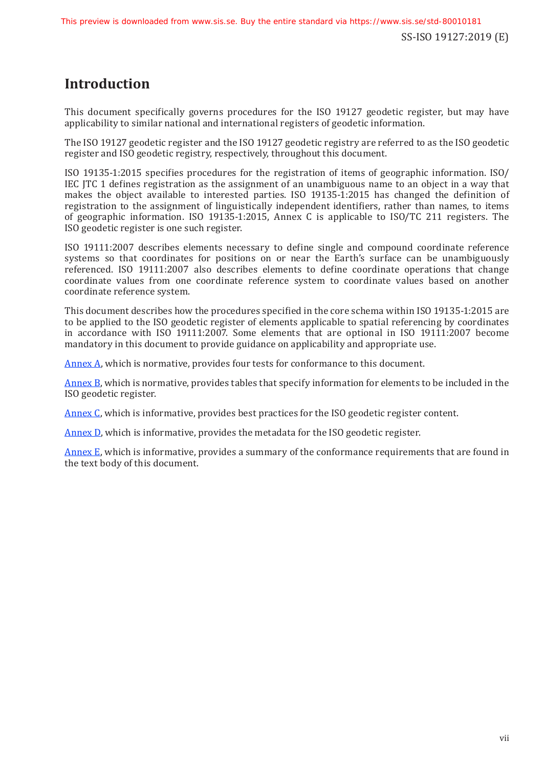# Introduction

This document specifically governs procedures for the ISO 19127 geodetic register, but may have applicability to similar national and international registers of geodetic information.

The ISO 19127 geodetic register and the ISO 19127 geodetic registry are referred to as the ISO geodetic register and ISO geodetic registry, respectively, throughout this document.

ISO 19135-1:2015 specifies procedures for the registration of items of geographic information. ISO/IEC JTC 1 defines registration as the assignment of an unambiguous name to an object in a way that makes the object available to interested parties. ISO 19135-1:2015 has changed the definition of registration to the assignment of linguistically independent identifiers, rather than names, to items of geographic information. ISO 19135-1:2015, Annex C is applicable to ISO/TC 211 registers. The ISO geodetic register is one such register.

ISO 19111:2007 describes elements necessary to define single and compound coordinate reference systems so that coordinates for positions on or near the Earth's surface can be unambiguously referenced. ISO 19111:2007 also describes elements to define coordinate operations that change coordinate values from one coordinate reference system to coordinate values based on another coordinate reference system.

This document describes how the procedures specified in the core schema within ISO 19135-1:2015 are to be applied to the ISO geodetic register of elements applicable to spatial referencing by coordinates in accordance with ISO 19111:2007. Some elements that are optional in ISO 19111:2007 become mandatory in this document to provide guidance on applicability and appropriate use.

Annex A, which is normative, provides four tests for conformance to this document.

Annex B, which is normative, provides tables that specify information for elements to be included in the ISO geodetic register.

Annex C, which is informative, provides best practices for the ISO geodetic register content.

Annex D, which is informative, provides the metadata for the ISO geodetic register.

Annex E, which is informative, provides a summary of the conformance requirements that are found in the text body of this document.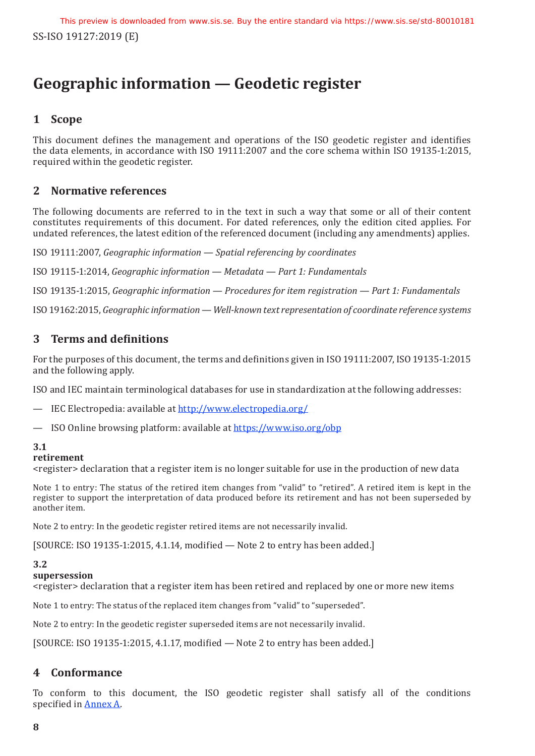# Geographic information — Geodetic register

## 1 Scope

This document defines the management and operations of the ISO geodetic register and identifies the data elements, in accordance with ISO 19111:2007 and the core schema within ISO 19135-1:2015, required within the geodetic register.

## 2 Normative references

The following documents are referred to in the text in such a way that some or all of their content constitutes requirements of this document. For dated references, only the edition cited applies. For undated references, the latest edition of the referenced document (including any amendments) applies.

ISO 19111:2007, *Geographic information — Spatial referencing by coordinates*

ISO 19115-1:2014, *Geographic information — Metadata — Part 1: Fundamentals*

ISO 19135-1:2015, *Geographic information — Procedures for item registration — Part 1: Fundamentals*

ISO 19162:2015, *Geographic information — Well-known text representation of coordinate reference systems*

## 3 Terms and definitions

For the purposes of this document, the terms and definitions given in ISO 19111:2007, ISO 19135-1:2015 and the following apply.

ISO and IEC maintain terminological databases for use in standardization at the following addresses:

— IEC Electropedia: available at http://www.electropedia.org/

— ISO Online browsing platform: available at https://www.iso.org/obp

**3.1**
**retirement**
<register> declaration that a register item is no longer suitable for use in the production of new data

Note 1 to entry: The status of the retired item changes from "valid" to "retired". A retired item is kept in the register to support the interpretation of data produced before its retirement and has not been superseded by another item.

Note 2 to entry: In the geodetic register retired items are not necessarily invalid.

[SOURCE: ISO 19135-1:2015, 4.1.14, modified — Note 2 to entry has been added.]

**3.2**
**supersession**
<register> declaration that a register item has been retired and replaced by one or more new items

Note 1 to entry: The status of the replaced item changes from "valid" to "superseded".

Note 2 to entry: In the geodetic register superseded items are not necessarily invalid.

[SOURCE: ISO 19135-1:2015, 4.1.17, modified — Note 2 to entry has been added.]

## 4 Conformance

To conform to this document, the ISO geodetic register shall satisfy all of the conditions specified in Annex A.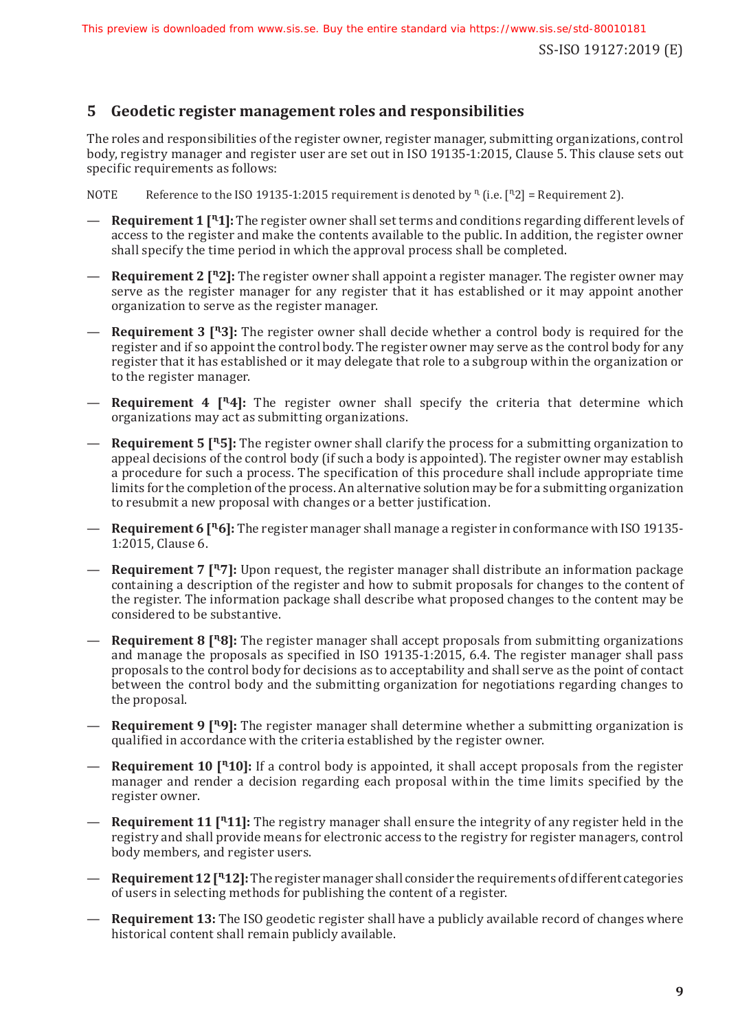## 5 Geodetic register management roles and responsibilities

The roles and responsibilities of the register owner, register manager, submitting organizations, control body, registry manager and register user are set out in ISO 19135-1:2015, Clause 5. This clause sets out specific requirements as follows:

NOTE Reference to the ISO 19135-1:2015 requirement is denoted by $^{n}$ (i.e. [$^{n}$2] = Requirement 2).

- **Requirement 1 [$^{n}$1]:** The register owner shall set terms and conditions regarding different levels of access to the register and make the contents available to the public. In addition, the register owner shall specify the time period in which the approval process shall be completed.
- **Requirement 2 [$^{n}$2]:** The register owner shall appoint a register manager. The register owner may serve as the register manager for any register that it has established or it may appoint another organization to serve as the register manager.
- **Requirement 3 [$^{n}$3]:** The register owner shall decide whether a control body is required for the register and if so appoint the control body. The register owner may serve as the control body for any register that it has established or it may delegate that role to a subgroup within the organization or to the register manager.
- **Requirement 4 [$^{n}$4]:** The register owner shall specify the criteria that determine which organizations may act as submitting organizations.
- **Requirement 5 [$^{n}$5]:** The register owner shall clarify the process for a submitting organization to appeal decisions of the control body (if such a body is appointed). The register owner may establish a procedure for such a process. The specification of this procedure shall include appropriate time limits for the completion of the process. An alternative solution may be for a submitting organization to resubmit a new proposal with changes or a better justification.
- **Requirement 6 [$^{n}$6]:** The register manager shall manage a register in conformance with ISO 19135-1:2015, Clause 6.
- **Requirement 7 [$^{n}$7]:** Upon request, the register manager shall distribute an information package containing a description of the register and how to submit proposals for changes to the content of the register. The information package shall describe what proposed changes to the content may be considered to be substantive.
- **Requirement 8 [$^{n}$8]:** The register manager shall accept proposals from submitting organizations and manage the proposals as specified in ISO 19135-1:2015, 6.4. The register manager shall pass proposals to the control body for decisions as to acceptability and shall serve as the point of contact between the control body and the submitting organization for negotiations regarding changes to the proposal.
- **Requirement 9 [$^{n}$9]:** The register manager shall determine whether a submitting organization is qualified in accordance with the criteria established by the register owner.
- **Requirement 10 [$^{n}$10]:** If a control body is appointed, it shall accept proposals from the register manager and render a decision regarding each proposal within the time limits specified by the register owner.
- **Requirement 11 [$^{n}$11]:** The registry manager shall ensure the integrity of any register held in the registry and shall provide means for electronic access to the registry for register managers, control body members, and register users.
- **Requirement 12 [$^{n}$12]:** The register manager shall consider the requirements of different categories of users in selecting methods for publishing the content of a register.
- **Requirement 13:** The ISO geodetic register shall have a publicly available record of changes where historical content shall remain publicly available.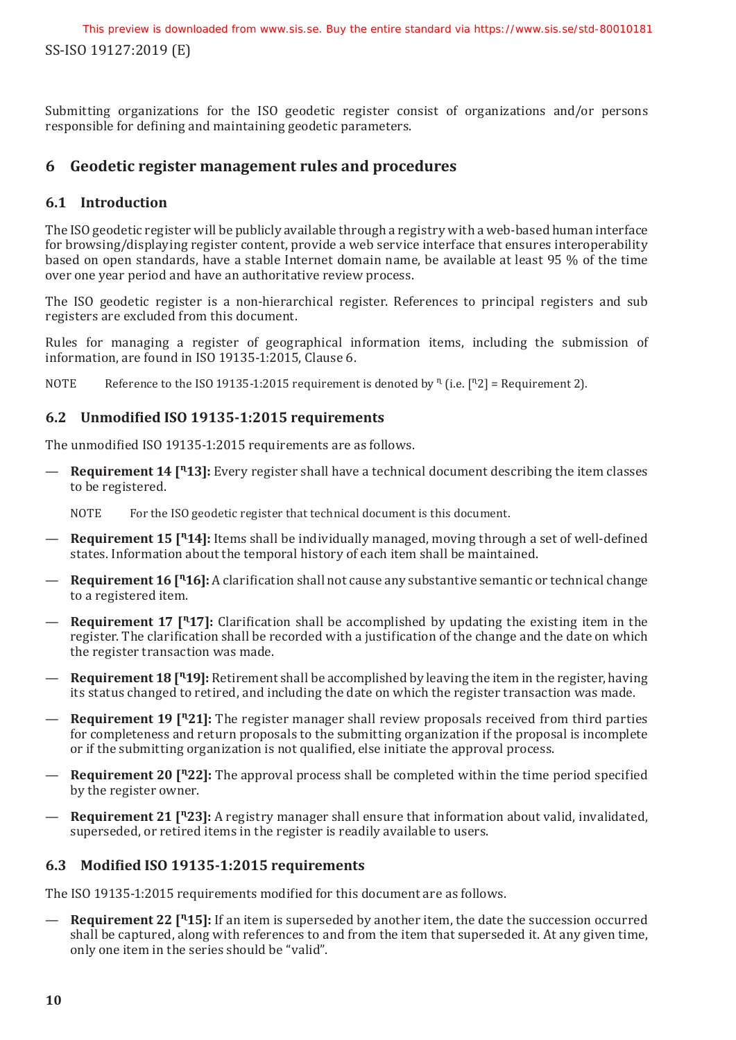Submitting organizations for the ISO geodetic register consist of organizations and/or persons responsible for defining and maintaining geodetic parameters.

## 6 Geodetic register management rules and procedures

### 6.1 Introduction

The ISO geodetic register will be publicly available through a registry with a web-based human interface for browsing/displaying register content, provide a web service interface that ensures interoperability based on open standards, have a stable Internet domain name, be available at least 95 % of the time over one year period and have an authoritative review process.

The ISO geodetic register is a non-hierarchical register. References to principal registers and sub registers are excluded from this document.

Rules for managing a register of geographical information items, including the submission of information, are found in ISO 19135-1:2015, Clause 6.

NOTE Reference to the ISO 19135-1:2015 requirement is denoted by $^{n}$ (i.e. [$^{n}$2] = Requirement 2).

### 6.2 Unmodified ISO 19135-1:2015 requirements

The unmodified ISO 19135-1:2015 requirements are as follows.

— **Requirement 14 [$^{n}$13]:** Every register shall have a technical document describing the item classes to be registered.

NOTE For the ISO geodetic register that technical document is this document.

— **Requirement 15 [$^{n}$14]:** Items shall be individually managed, moving through a set of well-defined states. Information about the temporal history of each item shall be maintained.

— **Requirement 16 [$^{n}$16]:** A clarification shall not cause any substantive semantic or technical change to a registered item.

— **Requirement 17 [$^{n}$17]:** Clarification shall be accomplished by updating the existing item in the register. The clarification shall be recorded with a justification of the change and the date on which the register transaction was made.

— **Requirement 18 [$^{n}$19]:** Retirement shall be accomplished by leaving the item in the register, having its status changed to retired, and including the date on which the register transaction was made.

— **Requirement 19 [$^{n}$21]:** The register manager shall review proposals received from third parties for completeness and return proposals to the submitting organization if the proposal is incomplete or if the submitting organization is not qualified, else initiate the approval process.

— **Requirement 20 [$^{n}$22]:** The approval process shall be completed within the time period specified by the register owner.

— **Requirement 21 [$^{n}$23]:** A registry manager shall ensure that information about valid, invalidated, superseded, or retired items in the register is readily available to users.

### 6.3 Modified ISO 19135-1:2015 requirements

The ISO 19135-1:2015 requirements modified for this document are as follows.

— **Requirement 22 [$^{n}$15]:** If an item is superseded by another item, the date the succession occurred shall be captured, along with references to and from the item that superseded it. At any given time, only one item in the series should be "valid".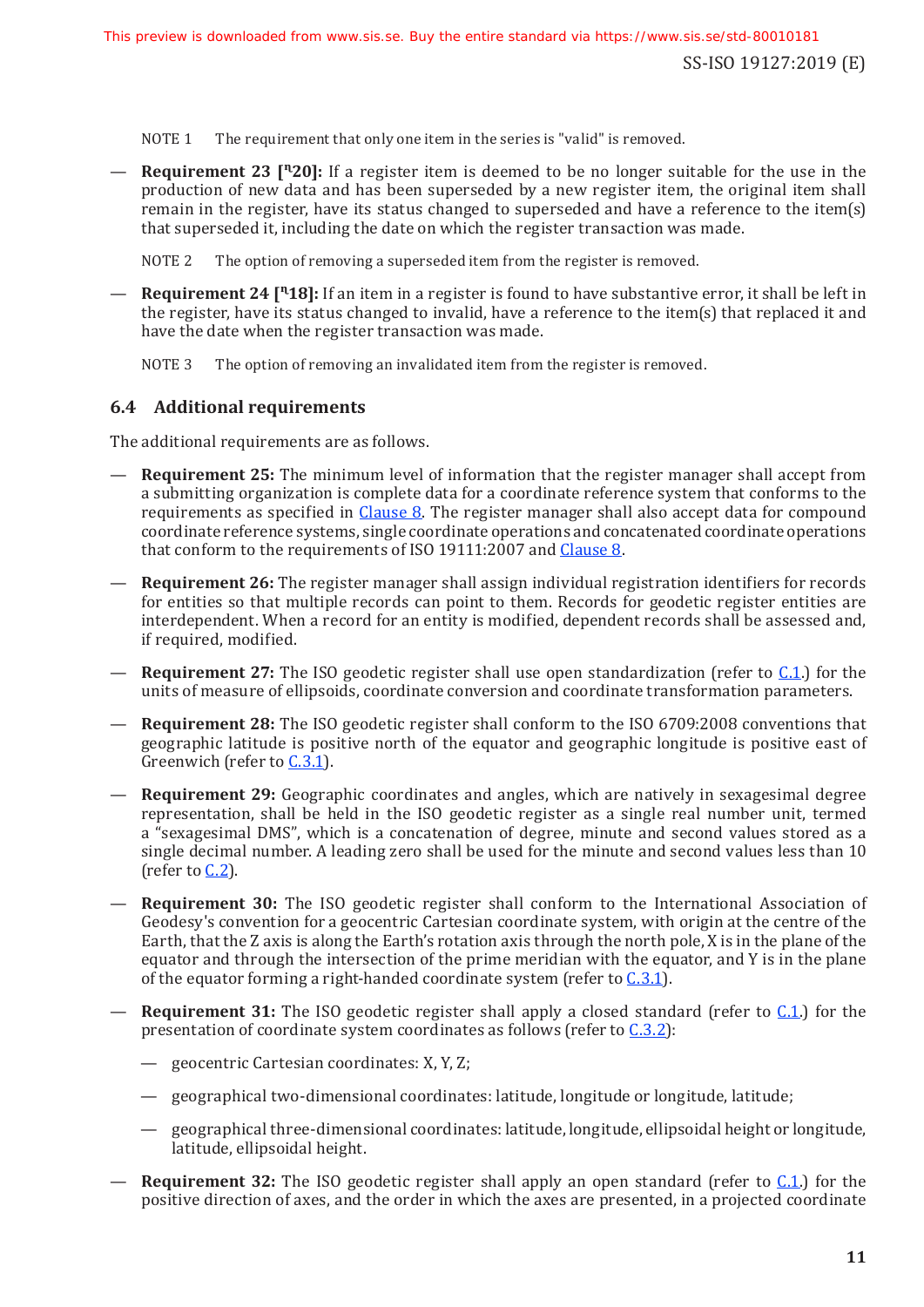NOTE 1 The requirement that only one item in the series is "valid" is removed.

— **Requirement 23 [[n]20]:** If a register item is deemed to be no longer suitable for the use in the production of new data and has been superseded by a new register item, the original item shall remain in the register, have its status changed to superseded and have a reference to the item(s) that superseded it, including the date on which the register transaction was made.

NOTE 2 The option of removing a superseded item from the register is removed.

— **Requirement 24 [[n]18]:** If an item in a register is found to have substantive error, it shall be left in the register, have its status changed to invalid, have a reference to the item(s) that replaced it and have the date when the register transaction was made.

NOTE 3 The option of removing an invalidated item from the register is removed.

### 6.4 Additional requirements

The additional requirements are as follows.

— **Requirement 25:** The minimum level of information that the register manager shall accept from a submitting organization is complete data for a coordinate reference system that conforms to the requirements as specified in Clause 8. The register manager shall also accept data for compound coordinate reference systems, single coordinate operations and concatenated coordinate operations that conform to the requirements of ISO 19111:2007 and Clause 8.

— **Requirement 26:** The register manager shall assign individual registration identifiers for records for entities so that multiple records can point to them. Records for geodetic register entities are interdependent. When a record for an entity is modified, dependent records shall be assessed and, if required, modified.

— **Requirement 27:** The ISO geodetic register shall use open standardization (refer to C.1.) for the units of measure of ellipsoids, coordinate conversion and coordinate transformation parameters.

— **Requirement 28:** The ISO geodetic register shall conform to the ISO 6709:2008 conventions that geographic latitude is positive north of the equator and geographic longitude is positive east of Greenwich (refer to C.3.1).

— **Requirement 29:** Geographic coordinates and angles, which are natively in sexagesimal degree representation, shall be held in the ISO geodetic register as a single real number unit, termed a "sexagesimal DMS", which is a concatenation of degree, minute and second values stored as a single decimal number. A leading zero shall be used for the minute and second values less than 10 (refer to C.2).

— **Requirement 30:** The ISO geodetic register shall conform to the International Association of Geodesy's convention for a geocentric Cartesian coordinate system, with origin at the centre of the Earth, that the Z axis is along the Earth's rotation axis through the north pole, X is in the plane of the equator and through the intersection of the prime meridian with the equator, and Y is in the plane of the equator forming a right-handed coordinate system (refer to C.3.1).

— **Requirement 31:** The ISO geodetic register shall apply a closed standard (refer to C.1.) for the presentation of coordinate system coordinates as follows (refer to C.3.2):

- — geocentric Cartesian coordinates: X, Y, Z;
- — geographical two-dimensional coordinates: latitude, longitude or longitude, latitude;
- — geographical three-dimensional coordinates: latitude, longitude, ellipsoidal height or longitude, latitude, ellipsoidal height.

— **Requirement 32:** The ISO geodetic register shall apply an open standard (refer to C.1.) for the positive direction of axes, and the order in which the axes are presented, in a projected coordinate